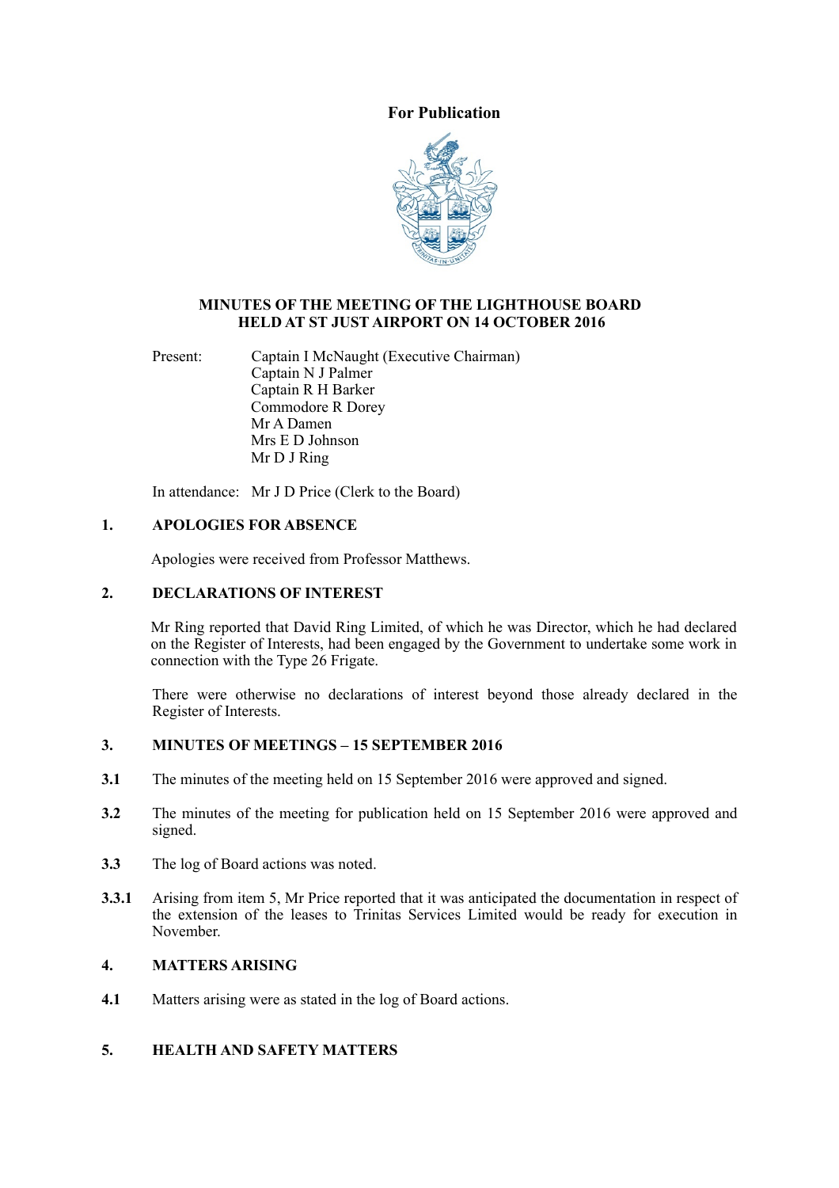**For Publication**

**MINUTES OF THE MEETING OF THE LIGHTHOUSE BOARD HELD AT ST JUST AIRPORT ON 14 OCTOBER 2016**

Present: Captain I McNaught (Executive Chairman)
Captain N J Palmer
Captain R H Barker
Commodore R Dorey
Mr A Damen
Mrs E D Johnson
Mr D J Ring

In attendance: Mr J D Price (Clerk to the Board)

## 1. APOLOGIES FOR ABSENCE

Apologies were received from Professor Matthews.

## 2. DECLARATIONS OF INTEREST

Mr Ring reported that David Ring Limited, of which he was Director, which he had declared on the Register of Interests, had been engaged by the Government to undertake some work in connection with the Type 26 Frigate.

There were otherwise no declarations of interest beyond those already declared in the Register of Interests.

## 3. MINUTES OF MEETINGS – 15 SEPTEMBER 2016

**3.1** The minutes of the meeting held on 15 September 2016 were approved and signed.

**3.2** The minutes of the meeting for publication held on 15 September 2016 were approved and signed.

**3.3** The log of Board actions was noted.

**3.3.1** Arising from item 5, Mr Price reported that it was anticipated the documentation in respect of the extension of the leases to Trinitas Services Limited would be ready for execution in November.

## 4. MATTERS ARISING

**4.1** Matters arising were as stated in the log of Board actions.

## 5. HEALTH AND SAFETY MATTERS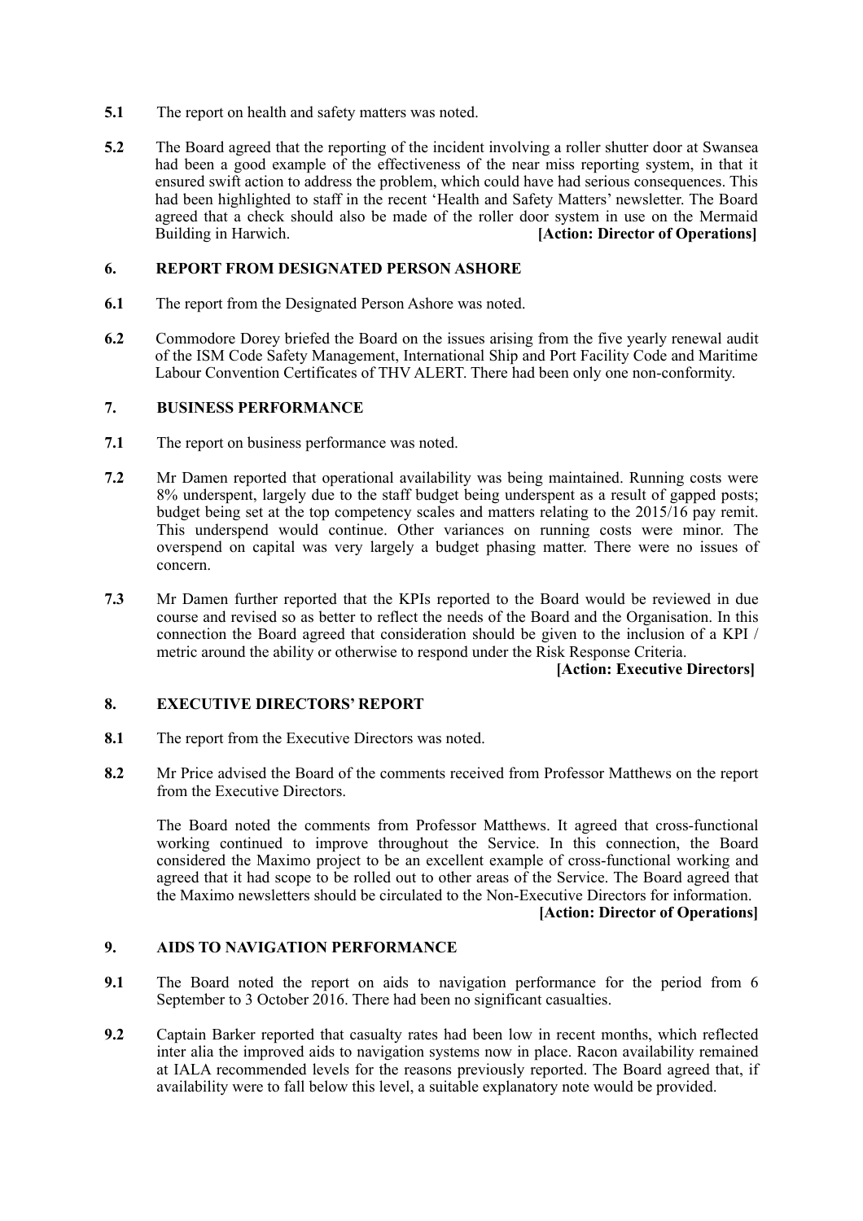**5.1** The report on health and safety matters was noted.

**5.2** The Board agreed that the reporting of the incident involving a roller shutter door at Swansea had been a good example of the effectiveness of the near miss reporting system, in that it ensured swift action to address the problem, which could have had serious consequences. This had been highlighted to staff in the recent 'Health and Safety Matters' newsletter. The Board agreed that a check should also be made of the roller door system in use on the Mermaid Building in Harwich. **[Action: Director of Operations]**

## 6. REPORT FROM DESIGNATED PERSON ASHORE

**6.1** The report from the Designated Person Ashore was noted.

**6.2** Commodore Dorey briefed the Board on the issues arising from the five yearly renewal audit of the ISM Code Safety Management, International Ship and Port Facility Code and Maritime Labour Convention Certificates of THV ALERT. There had been only one non-conformity.

## 7. BUSINESS PERFORMANCE

**7.1** The report on business performance was noted.

**7.2** Mr Damen reported that operational availability was being maintained. Running costs were 8% underspent, largely due to the staff budget being underspent as a result of gapped posts; budget being set at the top competency scales and matters relating to the 2015/16 pay remit. This underspend would continue. Other variances on running costs were minor. The overspend on capital was very largely a budget phasing matter. There were no issues of concern.

**7.3** Mr Damen further reported that the KPIs reported to the Board would be reviewed in due course and revised so as better to reflect the needs of the Board and the Organisation. In this connection the Board agreed that consideration should be given to the inclusion of a KPI / metric around the ability or otherwise to respond under the Risk Response Criteria.

**[Action: Executive Directors]**

## 8. EXECUTIVE DIRECTORS' REPORT

**8.1** The report from the Executive Directors was noted.

**8.2** Mr Price advised the Board of the comments received from Professor Matthews on the report from the Executive Directors.

The Board noted the comments from Professor Matthews. It agreed that cross-functional working continued to improve throughout the Service. In this connection, the Board considered the Maximo project to be an excellent example of cross-functional working and agreed that it had scope to be rolled out to other areas of the Service. The Board agreed that the Maximo newsletters should be circulated to the Non-Executive Directors for information.

**[Action: Director of Operations]**

## 9. AIDS TO NAVIGATION PERFORMANCE

**9.1** The Board noted the report on aids to navigation performance for the period from 6 September to 3 October 2016. There had been no significant casualties.

**9.2** Captain Barker reported that casualty rates had been low in recent months, which reflected inter alia the improved aids to navigation systems now in place. Racon availability remained at IALA recommended levels for the reasons previously reported. The Board agreed that, if availability were to fall below this level, a suitable explanatory note would be provided.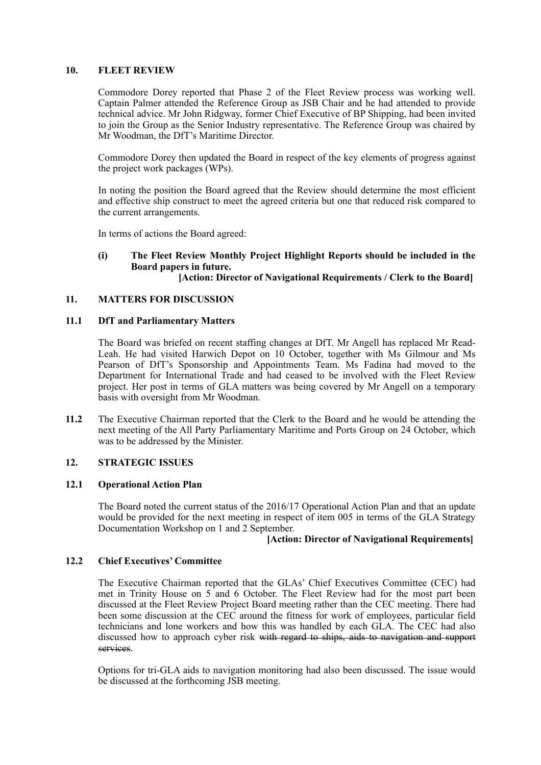## 10. FLEET REVIEW

Commodore Dorey reported that Phase 2 of the Fleet Review process was working well. Captain Palmer attended the Reference Group as JSB Chair and he had attended to provide technical advice. Mr John Ridgway, former Chief Executive of BP Shipping, had been invited to join the Group as the Senior Industry representative. The Reference Group was chaired by Mr Woodman, the DfT's Maritime Director.

Commodore Dorey then updated the Board in respect of the key elements of progress against the project work packages (WPs).

In noting the position the Board agreed that the Review should determine the most efficient and effective ship construct to meet the agreed criteria but one that reduced risk compared to the current arrangements.

In terms of actions the Board agreed:

**(i) The Fleet Review Monthly Project Highlight Reports should be included in the Board papers in future.**
**[Action: Director of Navigational Requirements / Clerk to the Board]**

## 11. MATTERS FOR DISCUSSION

### 11.1 DfT and Parliamentary Matters

The Board was briefed on recent staffing changes at DfT. Mr Angell has replaced Mr Read-Leah. He had visited Harwich Depot on 10 October, together with Ms Gilmour and Ms Pearson of DfT's Sponsorship and Appointments Team. Ms Fadina had moved to the Department for International Trade and had ceased to be involved with the Fleet Review project. Her post in terms of GLA matters was being covered by Mr Angell on a temporary basis with oversight from Mr Woodman.

**11.2** The Executive Chairman reported that the Clerk to the Board and he would be attending the next meeting of the All Party Parliamentary Maritime and Ports Group on 24 October, which was to be addressed by the Minister.

## 12. STRATEGIC ISSUES

### 12.1 Operational Action Plan

The Board noted the current status of the 2016/17 Operational Action Plan and that an update would be provided for the next meeting in respect of item 005 in terms of the GLA Strategy Documentation Workshop on 1 and 2 September.

**[Action: Director of Navigational Requirements]**

### 12.2 Chief Executives' Committee

The Executive Chairman reported that the GLAs' Chief Executives Committee (CEC) had met in Trinity House on 5 and 6 October. The Fleet Review had for the most part been discussed at the Fleet Review Project Board meeting rather than the CEC meeting. There had been some discussion at the CEC around the fitness for work of employees, particular field technicians and lone workers and how this was handled by each GLA. The CEC had also discussed how to approach cyber risk ~~with regard to ships, aids to navigation and support services~~.

Options for tri-GLA aids to navigation monitoring had also been discussed. The issue would be discussed at the forthcoming JSB meeting.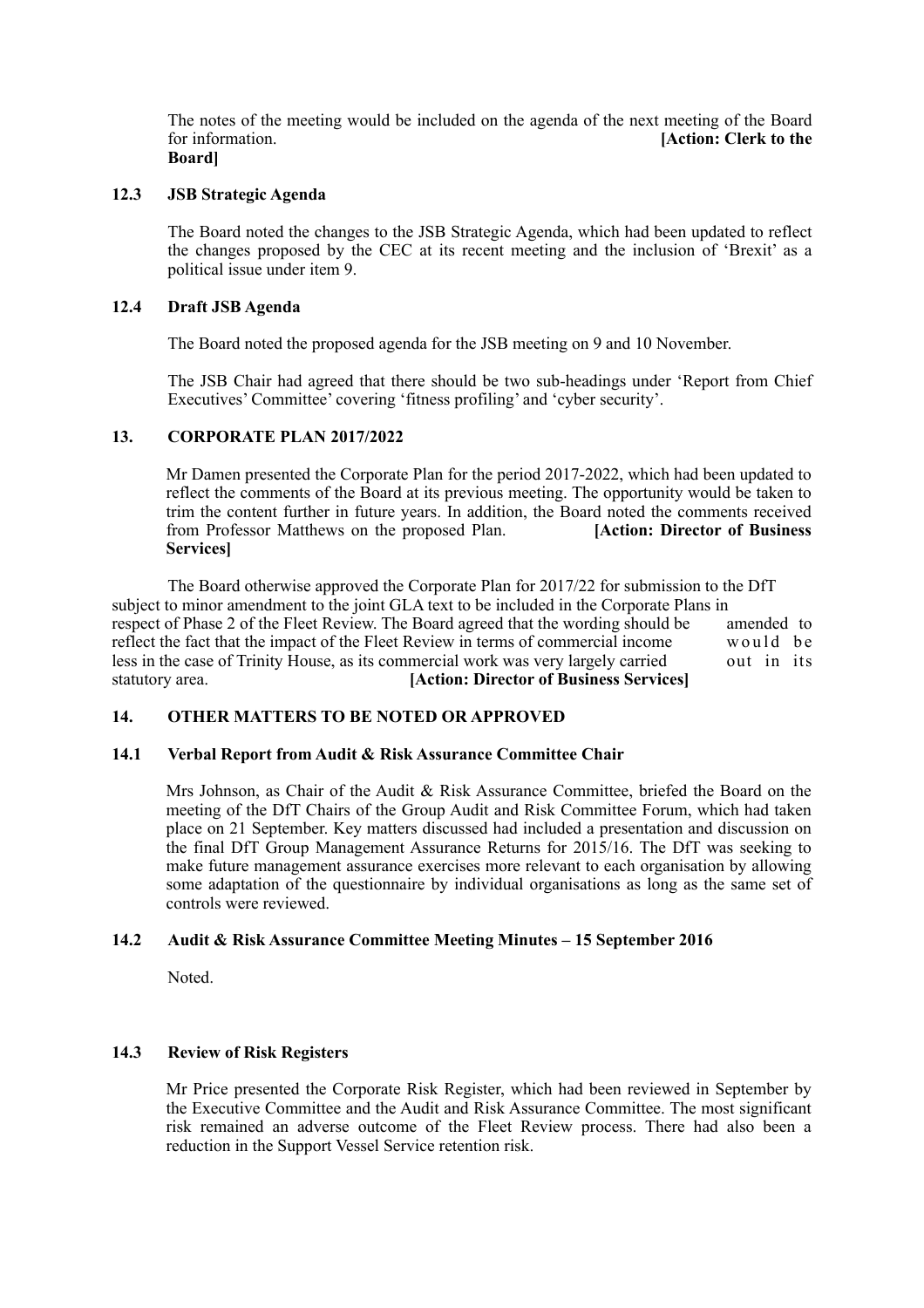The notes of the meeting would be included on the agenda of the next meeting of the Board for information. **[Action: Clerk to the Board]**

### 12.3 JSB Strategic Agenda

The Board noted the changes to the JSB Strategic Agenda, which had been updated to reflect the changes proposed by the CEC at its recent meeting and the inclusion of 'Brexit' as a political issue under item 9.

### 12.4 Draft JSB Agenda

The Board noted the proposed agenda for the JSB meeting on 9 and 10 November.

The JSB Chair had agreed that there should be two sub-headings under 'Report from Chief Executives' Committee' covering 'fitness profiling' and 'cyber security'.

## 13. CORPORATE PLAN 2017/2022

Mr Damen presented the Corporate Plan for the period 2017-2022, which had been updated to reflect the comments of the Board at its previous meeting. The opportunity would be taken to trim the content further in future years. In addition, the Board noted the comments received from Professor Matthews on the proposed Plan. **[Action: Director of Business Services]**

The Board otherwise approved the Corporate Plan for 2017/22 for submission to the DfT subject to minor amendment to the joint GLA text to be included in the Corporate Plans in respect of Phase 2 of the Fleet Review. The Board agreed that the wording should be amended to reflect the fact that the impact of the Fleet Review in terms of commercial income would be less in the case of Trinity House, as its commercial work was very largely carried out in its statutory area. **[Action: Director of Business Services]**

## 14. OTHER MATTERS TO BE NOTED OR APPROVED

### 14.1 Verbal Report from Audit & Risk Assurance Committee Chair

Mrs Johnson, as Chair of the Audit & Risk Assurance Committee, briefed the Board on the meeting of the DfT Chairs of the Group Audit and Risk Committee Forum, which had taken place on 21 September. Key matters discussed had included a presentation and discussion on the final DfT Group Management Assurance Returns for 2015/16. The DfT was seeking to make future management assurance exercises more relevant to each organisation by allowing some adaptation of the questionnaire by individual organisations as long as the same set of controls were reviewed.

### 14.2 Audit & Risk Assurance Committee Meeting Minutes – 15 September 2016

Noted.

### 14.3 Review of Risk Registers

Mr Price presented the Corporate Risk Register, which had been reviewed in September by the Executive Committee and the Audit and Risk Assurance Committee. The most significant risk remained an adverse outcome of the Fleet Review process. There had also been a reduction in the Support Vessel Service retention risk.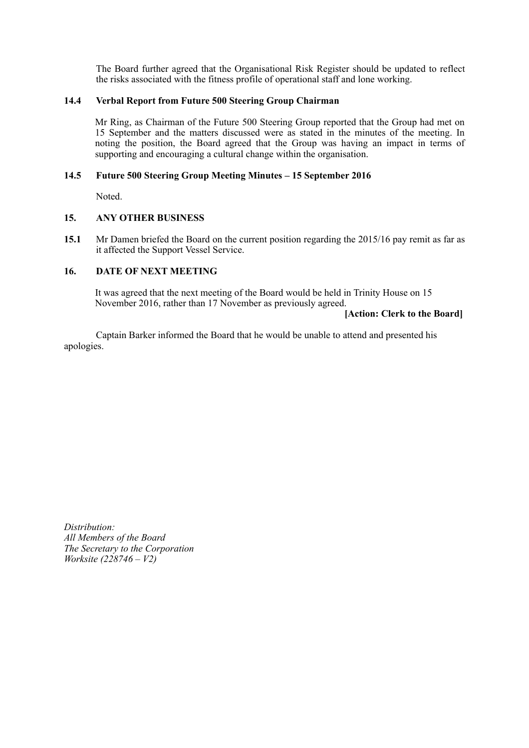The Board further agreed that the Organisational Risk Register should be updated to reflect the risks associated with the fitness profile of operational staff and lone working.

**14.4 Verbal Report from Future 500 Steering Group Chairman**

Mr Ring, as Chairman of the Future 500 Steering Group reported that the Group had met on 15 September and the matters discussed were as stated in the minutes of the meeting. In noting the position, the Board agreed that the Group was having an impact in terms of supporting and encouraging a cultural change within the organisation.

**14.5 Future 500 Steering Group Meeting Minutes – 15 September 2016**

Noted.

**15. ANY OTHER BUSINESS**

**15.1** Mr Damen briefed the Board on the current position regarding the 2015/16 pay remit as far as it affected the Support Vessel Service.

**16. DATE OF NEXT MEETING**

It was agreed that the next meeting of the Board would be held in Trinity House on 15 November 2016, rather than 17 November as previously agreed.

**[Action: Clerk to the Board]**

Captain Barker informed the Board that he would be unable to attend and presented his apologies.

*Distribution:*
*All Members of the Board*
*The Secretary to the Corporation*
*Worksite (228746 – V2)*